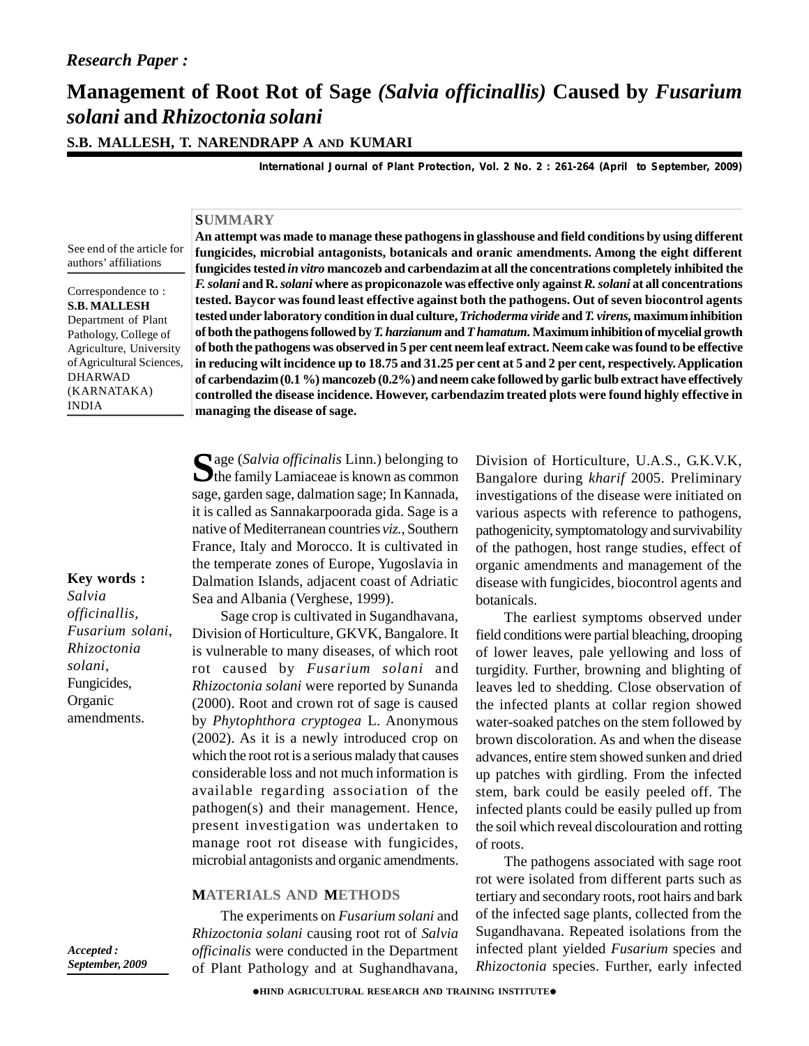**Research Paper :**

# Management of Root Rot of Sage *(Salvia officinallis)* Caused by *Fusarium solani* and *Rhizoctonia solani*

**S.B. MALLESH, T. NARENDRAPP A AND KUMARI**

See end of the article for authors' affiliations

Correspondence to :
**S.B. MALLESH**
Department of Plant Pathology, College of Agriculture, University of Agricultural Sciences, DHARWAD (KARNATAKA) INDIA

## SUMMARY

**An attempt was made to manage these pathogens in glasshouse and field conditions by using different fungicides, microbial antagonists, botanicals and oranic amendments. Among the eight different fungicides tested *in vitro* mancozeb and carbendazim at all the concentrations completely inhibited the *F. solani* and R. *solani* where as propiconazole was effective only against *R. solani* at all concentrations tested. Baycor was found least effective against both the pathogens. Out of seven biocontrol agents tested under laboratory condition in dual culture, *Trichoderma viride* and *T. virens,* maximum inhibition of both the pathogens followed by *T. harzianum* and *T hamatum.* Maximum inhibition of mycelial growth of both the pathogens was observed in 5 per cent neem leaf extract. Neem cake was found to be effective in reducing wilt incidence up to 18.75 and 31.25 per cent at 5 and 2 per cent, respectively. Application of carbendazim (0.1 %) mancozeb (0.2%) and neem cake followed by garlic bulb extract have effectively controlled the disease incidence. However, carbendazim treated plots were found highly effective in managing the disease of sage.**

**Key words :** *Salvia officinallis, Fusarium solani, Rhizoctonia solani,* Fungicides, Organic amendments.

*Accepted : September, 2009*

Sage (*Salvia officinalis* Linn.) belonging to the family Lamiaceae is known as common sage, garden sage, dalmation sage; In Kannada, it is called as Sannakarpoorada gida. Sage is a native of Mediterranean countries *viz.*, Southern France, Italy and Morocco. It is cultivated in the temperate zones of Europe, Yugoslavia in Dalmation Islands, adjacent coast of Adriatic Sea and Albania (Verghese, 1999).

Sage crop is cultivated in Sugandhavana, Division of Horticulture, GKVK, Bangalore. It is vulnerable to many diseases, of which root rot caused by *Fusarium solani* and *Rhizoctonia solani* were reported by Sunanda (2000). Root and crown rot of sage is caused by *Phytophthora cryptogea* L. Anonymous (2002). As it is a newly introduced crop on which the root rot is a serious malady that causes considerable loss and not much information is available regarding association of the pathogen(s) and their management. Hence, present investigation was undertaken to manage root rot disease with fungicides, microbial antagonists and organic amendments.

## MATERIALS AND METHODS

The experiments on *Fusarium solani* and *Rhizoctonia solani* causing root rot of *Salvia officinalis* were conducted in the Department of Plant Pathology and at Sughandhavana, Division of Horticulture, U.A.S., G.K.V.K, Bangalore during *kharif* 2005. Preliminary investigations of the disease were initiated on various aspects with reference to pathogens, pathogenicity, symptomatology and survivability of the pathogen, host range studies, effect of organic amendments and management of the disease with fungicides, biocontrol agents and botanicals.

The earliest symptoms observed under field conditions were partial bleaching, drooping of lower leaves, pale yellowing and loss of turgidity. Further, browning and blighting of leaves led to shedding. Close observation of the infected plants at collar region showed water-soaked patches on the stem followed by brown discoloration. As and when the disease advances, entire stem showed sunken and dried up patches with girdling. From the infected stem, bark could be easily peeled off. The infected plants could be easily pulled up from the soil which reveal discolouration and rotting of roots.

The pathogens associated with sage root rot were isolated from different parts such as tertiary and secondary roots, root hairs and bark of the infected sage plants, collected from the Sugandhavana. Repeated isolations from the infected plant yielded *Fusarium* species and *Rhizoctonia* species. Further, early infected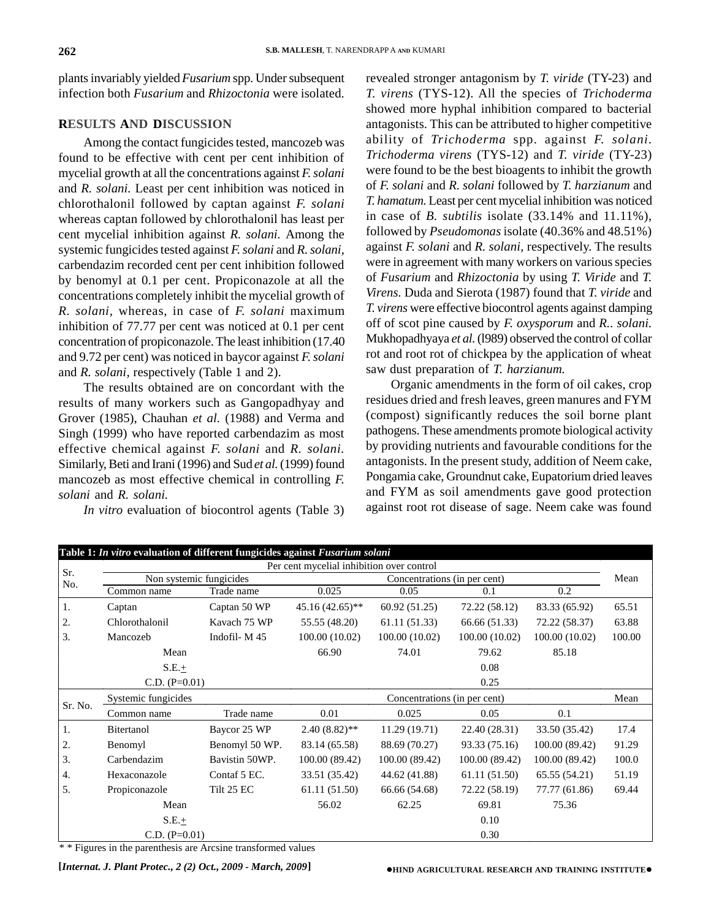plants invariably yielded *Fusarium* spp. Under subsequent infection both *Fusarium* and *Rhizoctonia* were isolated.

## RESULTS AND DISCUSSION

Among the contact fungicides tested, mancozeb was found to be effective with cent per cent inhibition of mycelial growth at all the concentrations against *F. solani* and *R. solani.* Least per cent inhibition was noticed in chlorothalonil followed by captan against *F. solani* whereas captan followed by chlorothalonil has least per cent mycelial inhibition against *R. solani.* Among the systemic fungicides tested against *F. solani* and *R. solani*, carbendazim recorded cent per cent inhibition followed by benomyl at 0.1 per cent. Propiconazole at all the concentrations completely inhibit the mycelial growth of *R. solani*, whereas, in case of *F. solani* maximum inhibition of 77.77 per cent was noticed at 0.1 per cent concentration of propiconazole. The least inhibition (17.40 and 9.72 per cent) was noticed in baycor against *F. solani* and *R. solani*, respectively (Table 1 and 2).

The results obtained are on concordant with the results of many workers such as Gangopadhyay and Grover (1985), Chauhan *et al.* (1988) and Verma and Singh (1999) who have reported carbendazim as most effective chemical against *F. solani* and *R. solani*. Similarly, Beti and Irani (1996) and Sud *et al.* (1999) found mancozeb as most effective chemical in controlling *F. solani* and *R. solani.*

*In vitro* evaluation of biocontrol agents (Table 3) revealed stronger antagonism by *T. viride* (TY-23) and *T. virens* (TYS-12). All the species of *Trichoderma* showed more hyphal inhibition compared to bacterial antagonists. This can be attributed to higher competitive ability of *Trichoderma* spp. against *F. solani. Trichoderma virens* (TYS-12) and *T. viride* (TY-23) were found to be the best bioagents to inhibit the growth of *F. solani* and *R. solani* followed by *T. harzianum* and *T. hamatum.* Least per cent mycelial inhibition was noticed in case of *B. subtilis* isolate (33.14% and 11.11%), followed by *Pseudomonas* isolate (40.36% and 48.51%) against *F. solani* and *R. solani*, respectively. The results were in agreement with many workers on various species of *Fusarium* and *Rhizoctonia* by using *T. Viride* and *T. Virens.* Duda and Sierota (1987) found that *T. viride* and *T. virens* were effective biocontrol agents against damping off of scot pine caused by *F. oxysporum* and *R.. solani.* Mukhopadhyaya *et al.* (l989) observed the control of collar rot and root rot of chickpea by the application of wheat saw dust preparation of *T. harzianum.*

Organic amendments in the form of oil cakes, crop residues dried and fresh leaves, green manures and FYM (compost) significantly reduces the soil borne plant pathogens. These amendments promote biological activity by providing nutrients and favourable conditions for the antagonists. In the present study, addition of Neem cake, Pongamia cake, Groundnut cake, Eupatorium dried leaves and FYM as soil amendments gave good protection against root rot disease of sage. Neem cake was found

**Table 1: *In vitro* evaluation of different fungicides against *Fusarium solani***

| Sr. No. | Non systemic fungicides | | Per cent mycelial inhibition over control – Concentrations (in per cent) | | | | Mean |
|---|---|---|---|---|---|---|---|
| | Common name | Trade name | 0.025 | 0.05 | 0.1 | 0.2 | |
| 1. | Captan | Captan 50 WP | 45.16 (42.65)** | 60.92 (51.25) | 72.22 (58.12) | 83.33 (65.92) | 65.51 |
| 2. | Chlorothalonil | Kavach 75 WP | 55.55 (48.20) | 61.11 (51.33) | 66.66 (51.33) | 72.22 (58.37) | 63.88 |
| 3. | Mancozeb | Indofil- M 45 | 100.00 (10.02) | 100.00 (10.02) | 100.00 (10.02) | 100.00 (10.02) | 100.00 |
| | Mean | | 66.90 | 74.01 | 79.62 | 85.18 | |
| | S.E.± | | | | 0.08 | | |
| | C.D. (P=0.01) | | | | 0.25 | | |
| Sr. No. | Systemic fungicides | | Concentrations (in per cent) | | | | Mean |
| | Common name | Trade name | 0.01 | 0.025 | 0.05 | 0.1 | |
| 1. | Bitertanol | Baycor 25 WP | 2.40 (8.82)** | 11.29 (19.71) | 22.40 (28.31) | 33.50 (35.42) | 17.4 |
| 2. | Benomyl | Benomyl 50 WP. | 83.14 (65.58) | 88.69 (70.27) | 93.33 (75.16) | 100.00 (89.42) | 91.29 |
| 3. | Carbendazim | Bavistin 50WP. | 100.00 (89.42) | 100.00 (89.42) | 100.00 (89.42) | 100.00 (89.42) | 100.0 |
| 4. | Hexaconazole | Contaf 5 EC. | 33.51 (35.42) | 44.62 (41.88) | 61.11 (51.50) | 65.55 (54.21) | 51.19 |
| 5. | Propiconazole | Tilt 25 EC | 61.11 (51.50) | 66.66 (54.68) | 72.22 (58.19) | 77.77 (61.86) | 69.44 |
| | Mean | | 56.02 | 62.25 | 69.81 | 75.36 | |
| | S.E.± | | | | 0.10 | | |
| | C.D. (P=0.01) | | | | 0.30 | | |

\* \* Figures in the parenthesis are Arcsine transformed values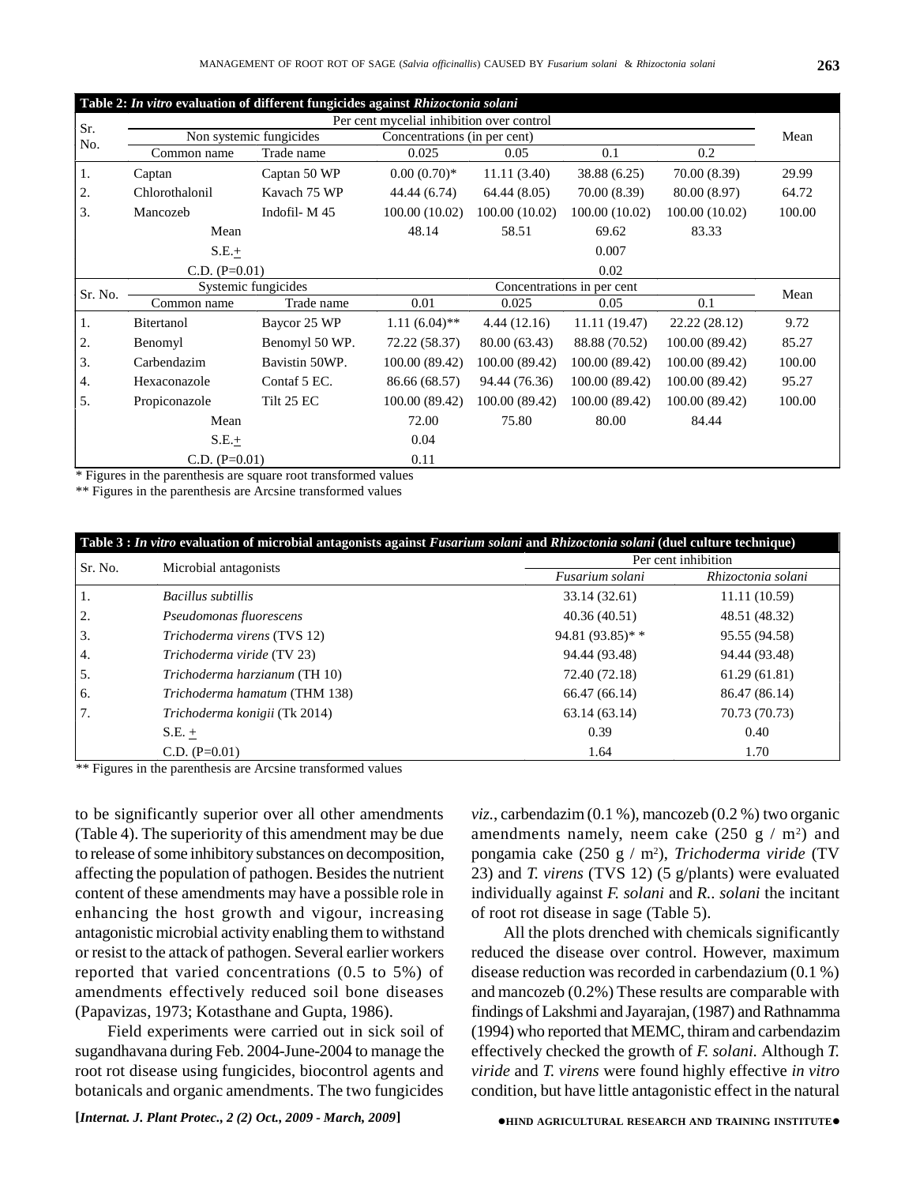**Table 2: *In vitro* evaluation of different fungicides against *Rhizoctonia solani***

| Sr. No. | Non systemic fungicides | | Per cent mycelial inhibition over control Concentrations (in per cent) | | | | Mean |
|---|---|---|---|---|---|---|---|
| | Common name | Trade name | 0.025 | 0.05 | 0.1 | 0.2 | |
| 1. | Captan | Captan 50 WP | 0.00 (0.70)* | 11.11 (3.40) | 38.88 (6.25) | 70.00 (8.39) | 29.99 |
| 2. | Chlorothalonil | Kavach 75 WP | 44.44 (6.74) | 64.44 (8.05) | 70.00 (8.39) | 80.00 (8.97) | 64.72 |
| 3. | Mancozeb | Indofil- M 45 | 100.00 (10.02) | 100.00 (10.02) | 100.00 (10.02) | 100.00 (10.02) | 100.00 |
| | Mean | | 48.14 | 58.51 | 69.62 | 83.33 | |
| | S.E.± | | | | 0.007 | | |
| | C.D. (P=0.01) | | | | 0.02 | | |
| **Sr. No.** | **Systemic fungicides** | | **Concentrations in per cent** | | | | **Mean** |
| | Common name | Trade name | 0.01 | 0.025 | 0.05 | 0.1 | |
| 1. | Bitertanol | Baycor 25 WP | 1.11 (6.04)** | 4.44 (12.16) | 11.11 (19.47) | 22.22 (28.12) | 9.72 |
| 2. | Benomyl | Benomyl 50 WP. | 72.22 (58.37) | 80.00 (63.43) | 88.88 (70.52) | 100.00 (89.42) | 85.27 |
| 3. | Carbendazim | Bavistin 50WP. | 100.00 (89.42) | 100.00 (89.42) | 100.00 (89.42) | 100.00 (89.42) | 100.00 |
| 4. | Hexaconazole | Contaf 5 EC. | 86.66 (68.57) | 94.44 (76.36) | 100.00 (89.42) | 100.00 (89.42) | 95.27 |
| 5. | Propiconazole | Tilt 25 EC | 100.00 (89.42) | 100.00 (89.42) | 100.00 (89.42) | 100.00 (89.42) | 100.00 |
| | Mean | | 72.00 | 75.80 | 80.00 | 84.44 | |
| | S.E.± | | 0.04 | | | | |
| | C.D. (P=0.01) | | 0.11 | | | | |

\* Figures in the parenthesis are square root transformed values

\*\* Figures in the parenthesis are Arcsine transformed values

**Table 3 : *In vitro* evaluation of microbial antagonists against *Fusarium solani* and *Rhizoctonia solani* (duel culture technique)**

| Sr. No. | Microbial antagonists | Per cent inhibition | |
|---|---|---|---|
| | | *Fusarium solani* | *Rhizoctonia solani* |
| 1. | *Bacillus subtillis* | 33.14 (32.61) | 11.11 (10.59) |
| 2. | *Pseudomonas fluorescens* | 40.36 (40.51) | 48.51 (48.32) |
| 3. | *Trichoderma virens* (TVS 12) | 94.81 (93.85)* * | 95.55 (94.58) |
| 4. | *Trichoderma viride* (TV 23) | 94.44 (93.48) | 94.44 (93.48) |
| 5. | *Trichoderma harzianum* (TH 10) | 72.40 (72.18) | 61.29 (61.81) |
| 6. | *Trichoderma hamatum* (THM 138) | 66.47 (66.14) | 86.47 (86.14) |
| 7. | *Trichoderma konigii* (Tk 2014) | 63.14 (63.14) | 70.73 (70.73) |
| | S.E. ± | 0.39 | 0.40 |
| | C.D. (P=0.01) | 1.64 | 1.70 |

\*\* Figures in the parenthesis are Arcsine transformed values

to be significantly superior over all other amendments (Table 4). The superiority of this amendment may be due to release of some inhibitory substances on decomposition, affecting the population of pathogen. Besides the nutrient content of these amendments may have a possible role in enhancing the host growth and vigour, increasing antagonistic microbial activity enabling them to withstand or resist to the attack of pathogen. Several earlier workers reported that varied concentrations (0.5 to 5%) of amendments effectively reduced soil bone diseases (Papavizas, 1973; Kotasthane and Gupta, 1986).

Field experiments were carried out in sick soil of sugandhavana during Feb. 2004-June-2004 to manage the root rot disease using fungicides, biocontrol agents and botanicals and organic amendments. The two fungicides *viz.*, carbendazim (0.1 %), mancozeb (0.2 %) two organic amendments namely, neem cake (250 g / m$^2$) and pongamia cake (250 g / m$^2$), *Trichoderma viride* (TV 23) and *T. virens* (TVS 12) (5 g/plants) were evaluated individually against *F. solani* and *R.. solani* the incitant of root rot disease in sage (Table 5).

All the plots drenched with chemicals significantly reduced the disease over control. However, maximum disease reduction was recorded in carbendazium (0.1 %) and mancozeb (0.2%) These results are comparable with findings of Lakshmi and Jayarajan, (1987) and Rathnamma (1994) who reported that MEMC, thiram and carbendazim effectively checked the growth of *F. solani.* Although *T. viride* and *T. virens* were found highly effective *in vitro* condition, but have little antagonistic effect in the natural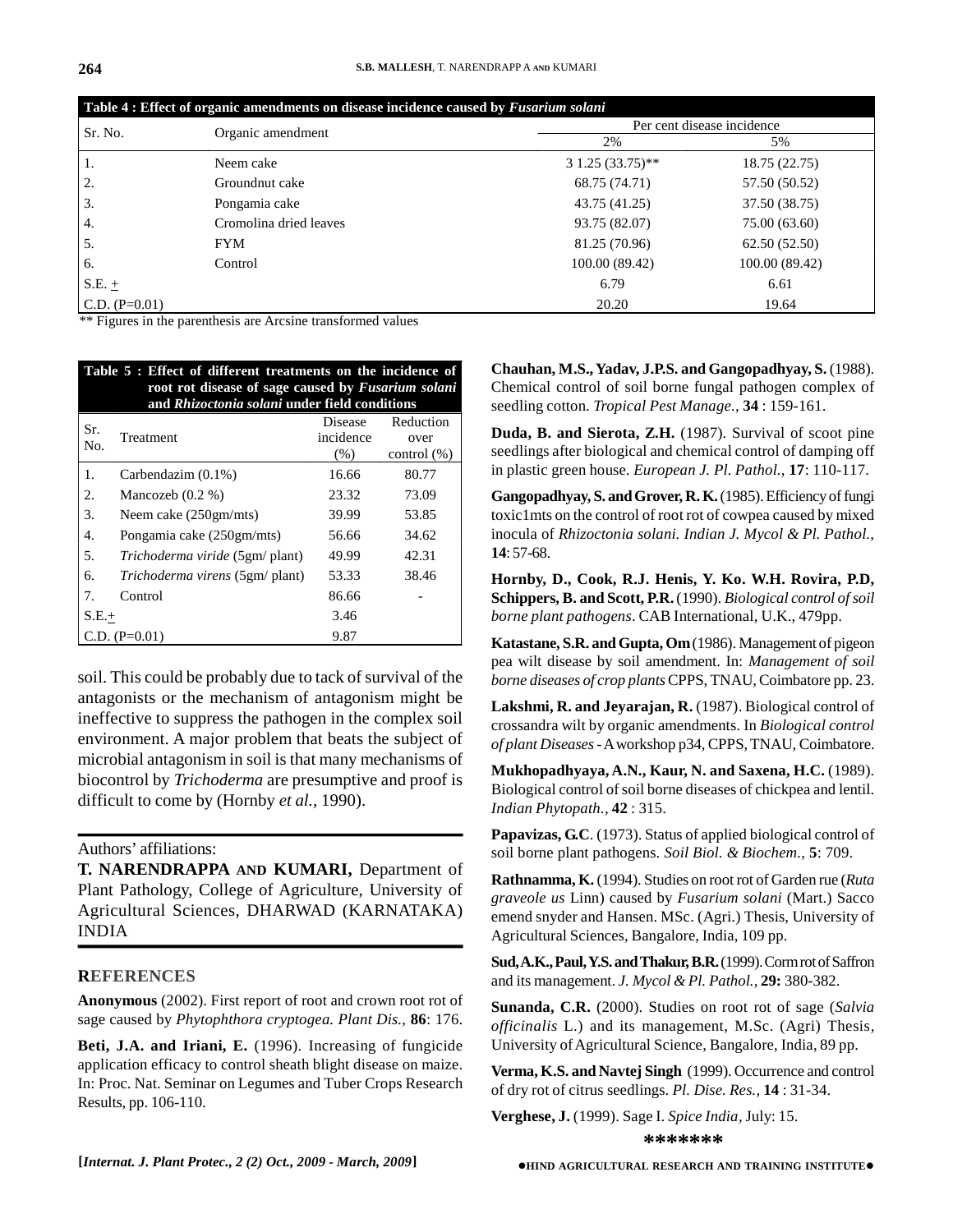**Table 4 : Effect of organic amendments on disease incidence caused by *Fusarium solani***

| Sr. No. | Organic amendment | Per cent disease incidence | |
|---|---|---|---|
| | | 2% | 5% |
| 1. | Neem cake | 3 1.25 (33.75)** | 18.75 (22.75) |
| 2. | Groundnut cake | 68.75 (74.71) | 57.50 (50.52) |
| 3. | Pongamia cake | 43.75 (41.25) | 37.50 (38.75) |
| 4. | Cromolina dried leaves | 93.75 (82.07) | 75.00 (63.60) |
| 5. | FYM | 81.25 (70.96) | 62.50 (52.50) |
| 6. | Control | 100.00 (89.42) | 100.00 (89.42) |
| S.E. + | | 6.79 | 6.61 |
| C.D. (P=0.01) | | 20.20 | 19.64 |

** Figures in the parenthesis are Arcsine transformed values

**Table 5 : Effect of different treatments on the incidence of root rot disease of sage caused by *Fusarium solani* and *Rhizoctonia solani* under field conditions**

| Sr. No. | Treatment | Disease incidence (%) | Reduction over control (%) |
|---|---|---|---|
| 1. | Carbendazim (0.1%) | 16.66 | 80.77 |
| 2. | Mancozeb (0.2 %) | 23.32 | 73.09 |
| 3. | Neem cake (250gm/mts) | 39.99 | 53.85 |
| 4. | Pongamia cake (250gm/mts) | 56.66 | 34.62 |
| 5. | *Trichoderma viride* (5gm/ plant) | 49.99 | 42.31 |
| 6. | *Trichoderma virens* (5gm/ plant) | 53.33 | 38.46 |
| 7. | Control | 86.66 | - |
| S.E.+ | | 3.46 | |
| C.D. (P=0.01) | | 9.87 | |

soil. This could be probably due to tack of survival of the antagonists or the mechanism of antagonism might be ineffective to suppress the pathogen in the complex soil environment. A major problem that beats the subject of microbial antagonism in soil is that many mechanisms of biocontrol by *Trichoderma* are presumptive and proof is difficult to come by (Hornby *et al.*, 1990).

Authors' affiliations:

**T. NARENDRAPPA AND KUMARI,** Department of Plant Pathology, College of Agriculture, University of Agricultural Sciences, DHARWAD (KARNATAKA) INDIA

## REFERENCES

**Anonymous** (2002). First report of root and crown root rot of sage caused by *Phytophthora cryptogea. Plant Dis.*, **86**: 176.

**Beti, J.A. and Iriani, E.** (1996). Increasing of fungicide application efficacy to control sheath blight disease on maize. In: Proc. Nat. Seminar on Legumes and Tuber Crops Research Results, pp. 106-110.

**Chauhan, M.S., Yadav, J.P.S. and Gangopadhyay, S.** (1988). Chemical control of soil borne fungal pathogen complex of seedling cotton. *Tropical Pest Manage.*, **34** : 159-161.

**Duda, B. and Sierota, Z.H.** (1987). Survival of scoot pine seedlings after biological and chemical control of damping off in plastic green house. *European J. Pl. Pathol.*, **17**: 110-117.

**Gangopadhyay, S. and Grover, R. K.** (1985). Efficiency of fungi toxic1mts on the control of root rot of cowpea caused by mixed inocula of *Rhizoctonia solani. Indian J. Mycol & Pl. Pathol.*, **14**: 57-68.

**Hornby, D., Cook, R.J. Henis, Y. Ko. W.H. Rovira, P.D, Schippers, B. and Scott, P.R.** (1990). *Biological control of soil borne plant pathogens*. CAB International, U.K., 479pp.

**Katastane, S.R. and Gupta, Om** (1986). Management of pigeon pea wilt disease by soil amendment. In: *Management of soil borne diseases of crop plants* CPPS, TNAU, Coimbatore pp. 23.

**Lakshmi, R. and Jeyarajan, R.** (1987). Biological control of crossandra wilt by organic amendments. In *Biological control of plant Diseases* - A workshop p34, CPPS, TNAU, Coimbatore.

**Mukhopadhyaya, A.N., Kaur, N. and Saxena, H.C.** (1989). Biological control of soil borne diseases of chickpea and lentil. *Indian Phytopath.*, **42** : 315.

**Papavizas, G.C**. (1973). Status of applied biological control of soil borne plant pathogens. *Soil Biol. & Biochem.*, **5**: 709.

**Rathnamma, K.** (1994). Studies on root rot of Garden rue (*Ruta graveole us* Linn) caused by *Fusarium solani* (Mart.) Sacco emend snyder and Hansen. MSc. (Agri.) Thesis, University of Agricultural Sciences, Bangalore, India, 109 pp.

**Sud, A.K., Paul, Y.S. and Thakur, B.R.** (1999). Corm rot of Saffron and its management. *J. Mycol & Pl. Pathol.*, **29:** 380-382.

**Sunanda, C.R.** (2000). Studies on root rot of sage (*Salvia officinalis* L.) and its management, M.Sc. (Agri) Thesis, University of Agricultural Science, Bangalore, India, 89 pp.

**Verma, K.S. and Navtej Singh** (1999). Occurrence and control of dry rot of citrus seedlings. *Pl. Dise. Res.*, **14** : 31-34.

**Verghese, J.** (1999). Sage I. *Spice India*, July: 15.

*******